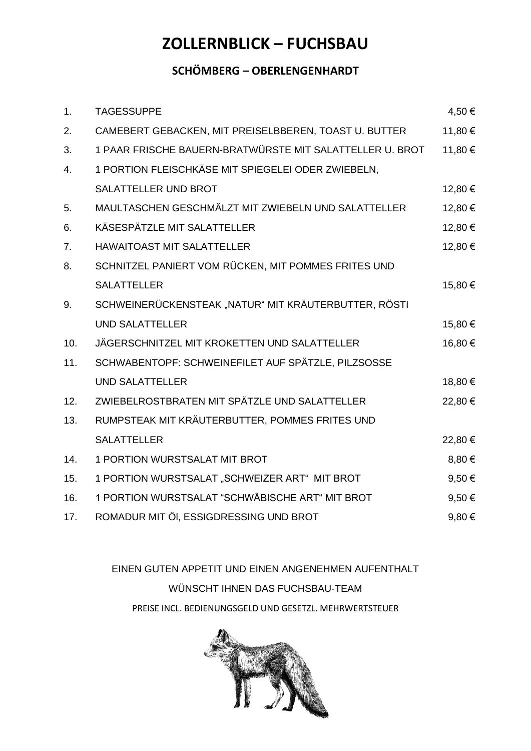# ZOLLERNBLICK – FUCHSBAU

## SCHÖMBERG – OBERLENGENHARDT

| | | |
|---|---|---|
| 1. | TAGESSUPPE | 4,50 € |
| 2. | CAMEBERT GEBACKEN, MIT PREISELBBEREN, TOAST U. BUTTER | 11,80 € |
| 3. | 1 PAAR FRISCHE BAUERN-BRATWÜRSTE MIT SALATTELLER U. BROT | 11,80 € |
| 4. | 1 PORTION FLEISCHKÄSE MIT SPIEGELEI ODER ZWIEBELN, SALATTELLER UND BROT | 12,80 € |
| 5. | MAULTASCHEN GESCHMÄLZT MIT ZWIEBELN UND SALATTELLER | 12,80 € |
| 6. | KÄSESPÄTZLE MIT SALATTELLER | 12,80 € |
| 7. | HAWAITOAST MIT SALATTELLER | 12,80 € |
| 8. | SCHNITZEL PANIERT VOM RÜCKEN, MIT POMMES FRITES UND SALATTELLER | 15,80 € |
| 9. | SCHWEINERÜCKENSTEAK „NATUR“ MIT KRÄUTERBUTTER, RÖSTI UND SALATTELLER | 15,80 € |
| 10. | JÄGERSCHNITZEL MIT KROKETTEN UND SALATTELLER | 16,80 € |
| 11. | SCHWABENTOPF: SCHWEINEFILET AUF SPÄTZLE, PILZSOSSE UND SALATTELLER | 18,80 € |
| 12. | ZWIEBELROSTBRATEN MIT SPÄTZLE UND SALATTELLER | 22,80 € |
| 13. | RUMPSTEAK MIT KRÄUTERBUTTER, POMMES FRITES UND SALATTELLER | 22,80 € |
| 14. | 1 PORTION WURSTSALAT MIT BROT | 8,80 € |
| 15. | 1 PORTION WURSTSALAT „SCHWEIZER ART“ MIT BROT | 9,50 € |
| 16. | 1 PORTION WURSTSALAT “SCHWÄBISCHE ART“ MIT BROT | 9,50 € |
| 17. | ROMADUR MIT ÖL, ESSIGDRESSING UND BROT | 9,80 € |

EINEN GUTEN APPETIT UND EINEN ANGENEHMEN AUFENTHALT

WÜNSCHT IHNEN DAS FUCHSBAU-TEAM

PREISE INCL. BEDIENUNGSGELD UND GESETZL. MEHRWERTSTEUER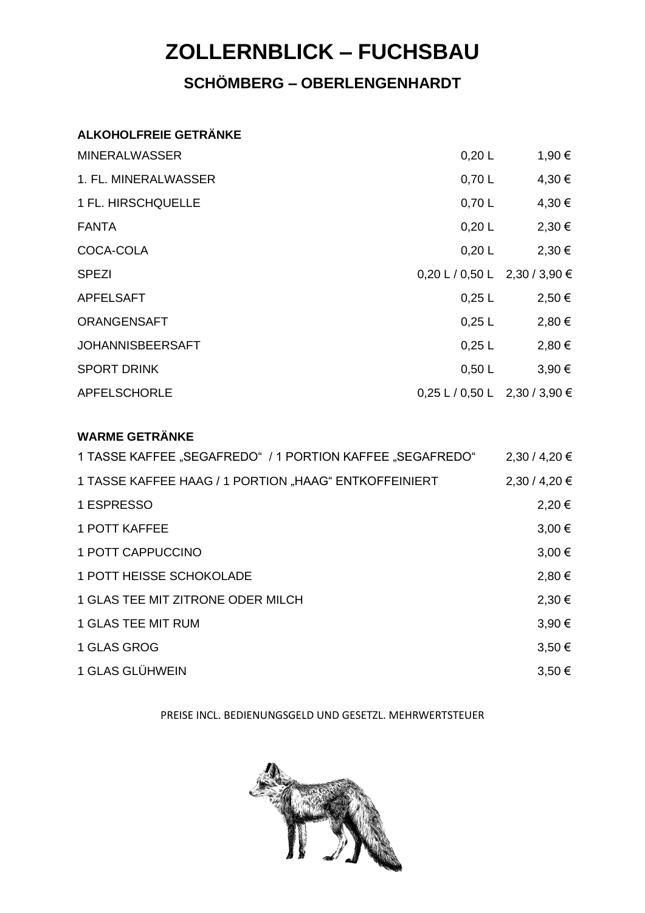# ZOLLERNBLICK – FUCHSBAU

## SCHÖMBERG – OBERLENGENHARDT

### ALKOHOLFREIE GETRÄNKE

| | | |
|---|---|---|
| MINERALWASSER | 0,20 L | 1,90 € |
| 1. FL. MINERALWASSER | 0,70 L | 4,30 € |
| 1 FL. HIRSCHQUELLE | 0,70 L | 4,30 € |
| FANTA | 0,20 L | 2,30 € |
| COCA-COLA | 0,20 L | 2,30 € |
| SPEZI | 0,20 L / 0,50 L | 2,30 / 3,90 € |
| APFELSAFT | 0,25 L | 2,50 € |
| ORANGENSAFT | 0,25 L | 2,80 € |
| JOHANNISBEERSAFT | 0,25 L | 2,80 € |
| SPORT DRINK | 0,50 L | 3,90 € |
| APFELSCHORLE | 0,25 L / 0,50 L | 2,30 / 3,90 € |

### WARME GETRÄNKE

| | |
|---|---|
| 1 TASSE KAFFEE „SEGAFREDO" / 1 PORTION KAFFEE „SEGAFREDO" | 2,30 / 4,20 € |
| 1 TASSE KAFFEE HAAG / 1 PORTION „HAAG" ENTKOFFEINIERT | 2,30 / 4,20 € |
| 1 ESPRESSO | 2,20 € |
| 1 POTT KAFFEE | 3,00 € |
| 1 POTT CAPPUCCINO | 3,00 € |
| 1 POTT HEISSE SCHOKOLADE | 2,80 € |
| 1 GLAS TEE MIT ZITRONE ODER MILCH | 2,30 € |
| 1 GLAS TEE MIT RUM | 3,90 € |
| 1 GLAS GROG | 3,50 € |
| 1 GLAS GLÜHWEIN | 3,50 € |

PREISE INCL. BEDIENUNGSGELD UND GESETZL. MEHRWERTSTEUER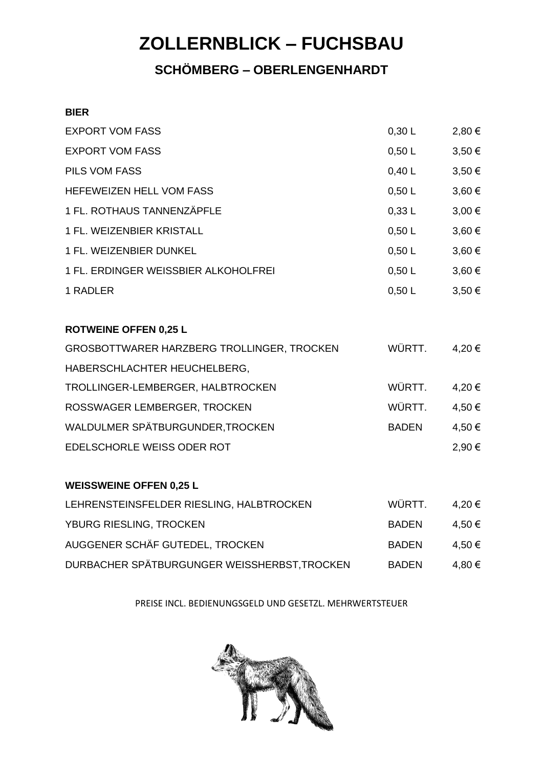# ZOLLERNBLICK – FUCHSBAU

## SCHÖMBERG – OBERLENGENHARDT

**BIER**

| | | |
|---|---|---|
| EXPORT VOM FASS | 0,30 L | 2,80 € |
| EXPORT VOM FASS | 0,50 L | 3,50 € |
| PILS VOM FASS | 0,40 L | 3,50 € |
| HEFEWEIZEN HELL VOM FASS | 0,50 L | 3,60 € |
| 1 FL. ROTHAUS TANNENZÄPFLE | 0,33 L | 3,00 € |
| 1 FL. WEIZENBIER KRISTALL | 0,50 L | 3,60 € |
| 1 FL. WEIZENBIER DUNKEL | 0,50 L | 3,60 € |
| 1 FL. ERDINGER WEISSBIER ALKOHOLFREI | 0,50 L | 3,60 € |
| 1 RADLER | 0,50 L | 3,50 € |

**ROTWEINE OFFEN 0,25 L**

| | | |
|---|---|---|
| GROSBOTTWARER HARZBERG TROLLINGER, TROCKEN | WÜRTT. | 4,20 € |
| HABERSCHLACHTER HEUCHELBERG, | | |
| TROLLINGER-LEMBERGER, HALBTROCKEN | WÜRTT. | 4,20 € |
| ROSSWAGER LEMBERGER, TROCKEN | WÜRTT. | 4,50 € |
| WALDULMER SPÄTBURGUNDER,TROCKEN | BADEN | 4,50 € |
| EDELSCHORLE WEISS ODER ROT | | 2,90 € |

**WEISSWEINE OFFEN 0,25 L**

| | | |
|---|---|---|
| LEHRENSTEINSFELDER RIESLING, HALBTROCKEN | WÜRTT. | 4,20 € |
| YBURG RIESLING, TROCKEN | BADEN | 4,50 € |
| AUGGENER SCHÄF GUTEDEL, TROCKEN | BADEN | 4,50 € |
| DURBACHER SPÄTBURGUNGER WEISSHERBST,TROCKEN | BADEN | 4,80 € |

PREISE INCL. BEDIENUNGSGELD UND GESETZL. MEHRWERTSTEUER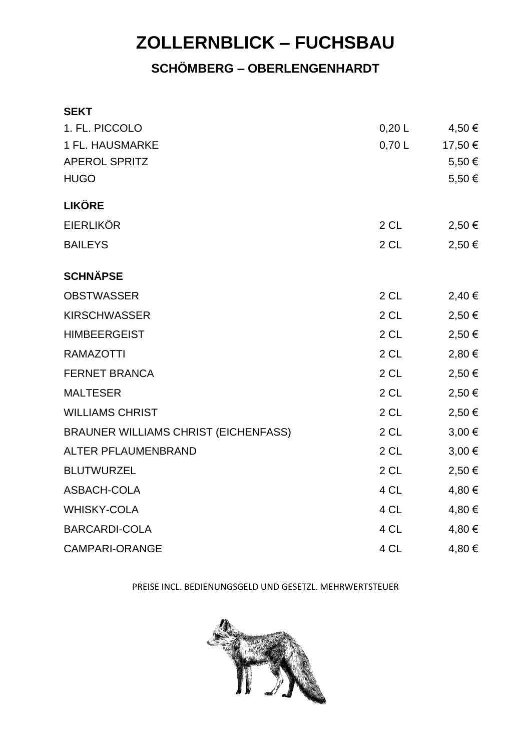# ZOLLERNBLICK – FUCHSBAU

## SCHÖMBERG – OBERLENGENHARDT

### SEKT

| | | |
|---|---|---|
| 1. FL. PICCOLO | 0,20 L | 4,50 € |
| 1 FL. HAUSMARKE | 0,70 L | 17,50 € |
| APEROL SPRITZ | | 5,50 € |
| HUGO | | 5,50 € |

### LIKÖRE

| | | |
|---|---|---|
| EIERLIKÖR | 2 CL | 2,50 € |
| BAILEYS | 2 CL | 2,50 € |

### SCHNÄPSE

| | | |
|---|---|---|
| OBSTWASSER | 2 CL | 2,40 € |
| KIRSCHWASSER | 2 CL | 2,50 € |
| HIMBEERGEIST | 2 CL | 2,50 € |
| RAMAZOTTI | 2 CL | 2,80 € |
| FERNET BRANCA | 2 CL | 2,50 € |
| MALTESER | 2 CL | 2,50 € |
| WILLIAMS CHRIST | 2 CL | 2,50 € |
| BRAUNER WILLIAMS CHRIST (EICHENFASS) | 2 CL | 3,00 € |
| ALTER PFLAUMENBRAND | 2 CL | 3,00 € |
| BLUTWURZEL | 2 CL | 2,50 € |
| ASBACH-COLA | 4 CL | 4,80 € |
| WHISKY-COLA | 4 CL | 4,80 € |
| BARCARDI-COLA | 4 CL | 4,80 € |
| CAMPARI-ORANGE | 4 CL | 4,80 € |

PREISE INCL. BEDIENUNGSGELD UND GESETZL. MEHRWERTSTEUER